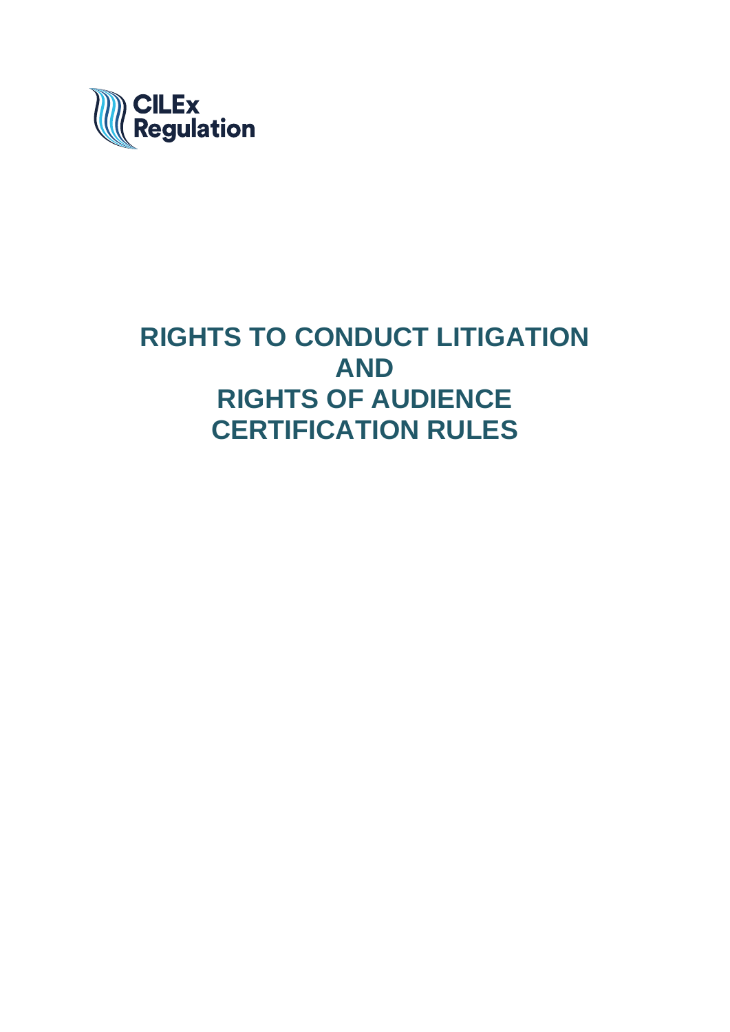CILEx Regulation

# RIGHTS TO CONDUCT LITIGATION AND RIGHTS OF AUDIENCE CERTIFICATION RULES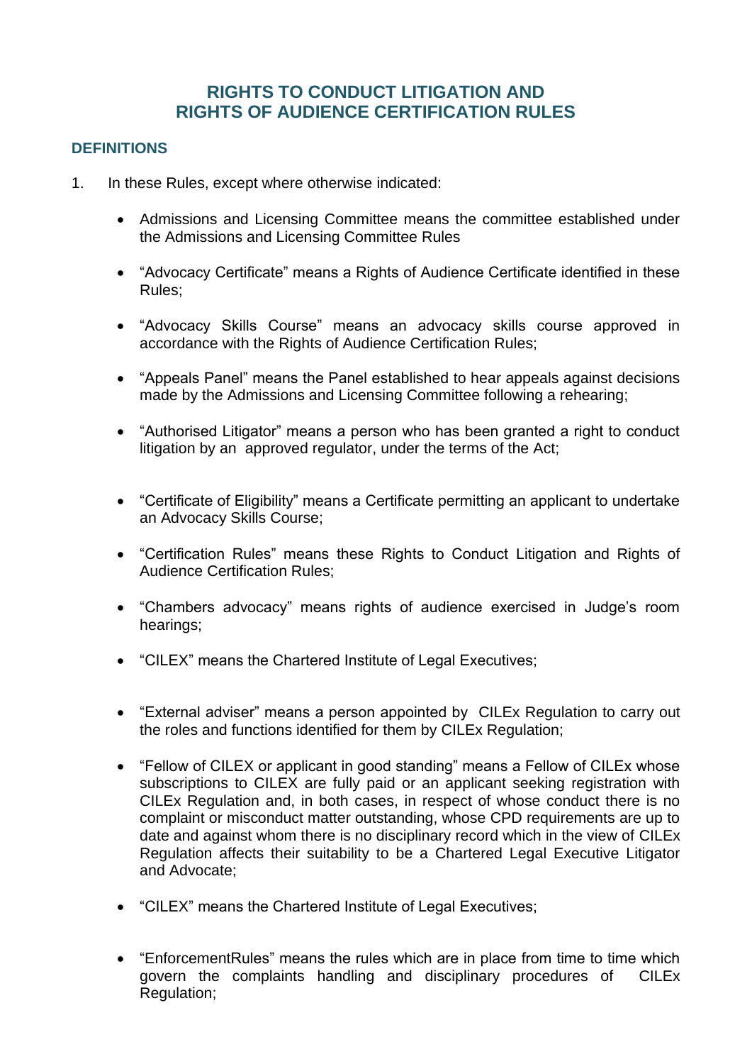## RIGHTS TO CONDUCT LITIGATION AND RIGHTS OF AUDIENCE CERTIFICATION RULES

### DEFINITIONS

1. In these Rules, except where otherwise indicated:

   - Admissions and Licensing Committee means the committee established under the Admissions and Licensing Committee Rules

   - "Advocacy Certificate" means a Rights of Audience Certificate identified in these Rules;

   - "Advocacy Skills Course" means an advocacy skills course approved in accordance with the Rights of Audience Certification Rules;

   - "Appeals Panel" means the Panel established to hear appeals against decisions made by the Admissions and Licensing Committee following a rehearing;

   - "Authorised Litigator" means a person who has been granted a right to conduct litigation by an approved regulator, under the terms of the Act;

   - "Certificate of Eligibility" means a Certificate permitting an applicant to undertake an Advocacy Skills Course;

   - "Certification Rules" means these Rights to Conduct Litigation and Rights of Audience Certification Rules;

   - "Chambers advocacy" means rights of audience exercised in Judge's room hearings;

   - "CILEX" means the Chartered Institute of Legal Executives;

   - "External adviser" means a person appointed by CILEx Regulation to carry out the roles and functions identified for them by CILEx Regulation;

   - "Fellow of CILEX or applicant in good standing" means a Fellow of CILEx whose subscriptions to CILEX are fully paid or an applicant seeking registration with CILEx Regulation and, in both cases, in respect of whose conduct there is no complaint or misconduct matter outstanding, whose CPD requirements are up to date and against whom there is no disciplinary record which in the view of CILEx Regulation affects their suitability to be a Chartered Legal Executive Litigator and Advocate;

   - "CILEX" means the Chartered Institute of Legal Executives;

   - "EnforcementRules" means the rules which are in place from time to time which govern the complaints handling and disciplinary procedures of CILEx Regulation;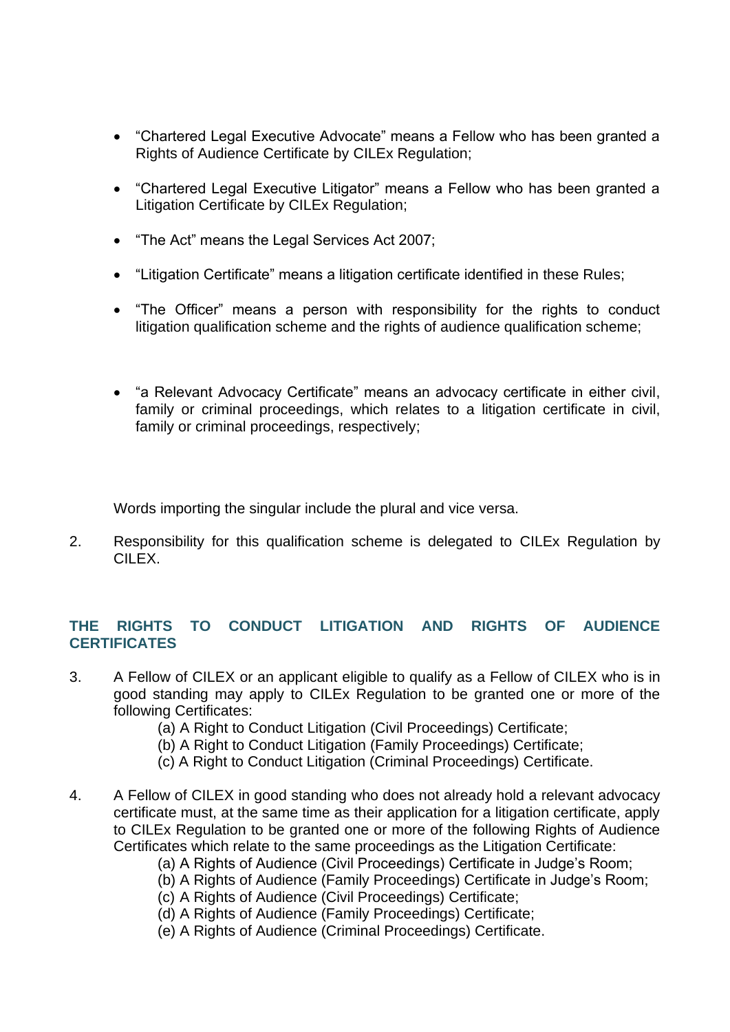- “Chartered Legal Executive Advocate” means a Fellow who has been granted a Rights of Audience Certificate by CILEx Regulation;

- “Chartered Legal Executive Litigator” means a Fellow who has been granted a Litigation Certificate by CILEx Regulation;

- “The Act” means the Legal Services Act 2007;

- “Litigation Certificate” means a litigation certificate identified in these Rules;

- “The Officer” means a person with responsibility for the rights to conduct litigation qualification scheme and the rights of audience qualification scheme;

- “a Relevant Advocacy Certificate” means an advocacy certificate in either civil, family or criminal proceedings, which relates to a litigation certificate in civil, family or criminal proceedings, respectively;

Words importing the singular include the plural and vice versa.

2. Responsibility for this qualification scheme is delegated to CILEx Regulation by CILEX.

## THE RIGHTS TO CONDUCT LITIGATION AND RIGHTS OF AUDIENCE CERTIFICATES

3. A Fellow of CILEX or an applicant eligible to qualify as a Fellow of CILEX who is in good standing may apply to CILEx Regulation to be granted one or more of the following Certificates:
   (a) A Right to Conduct Litigation (Civil Proceedings) Certificate;
   (b) A Right to Conduct Litigation (Family Proceedings) Certificate;
   (c) A Right to Conduct Litigation (Criminal Proceedings) Certificate.

4. A Fellow of CILEX in good standing who does not already hold a relevant advocacy certificate must, at the same time as their application for a litigation certificate, apply to CILEx Regulation to be granted one or more of the following Rights of Audience Certificates which relate to the same proceedings as the Litigation Certificate:
   (a) A Rights of Audience (Civil Proceedings) Certificate in Judge’s Room;
   (b) A Rights of Audience (Family Proceedings) Certificate in Judge’s Room;
   (c) A Rights of Audience (Civil Proceedings) Certificate;
   (d) A Rights of Audience (Family Proceedings) Certificate;
   (e) A Rights of Audience (Criminal Proceedings) Certificate.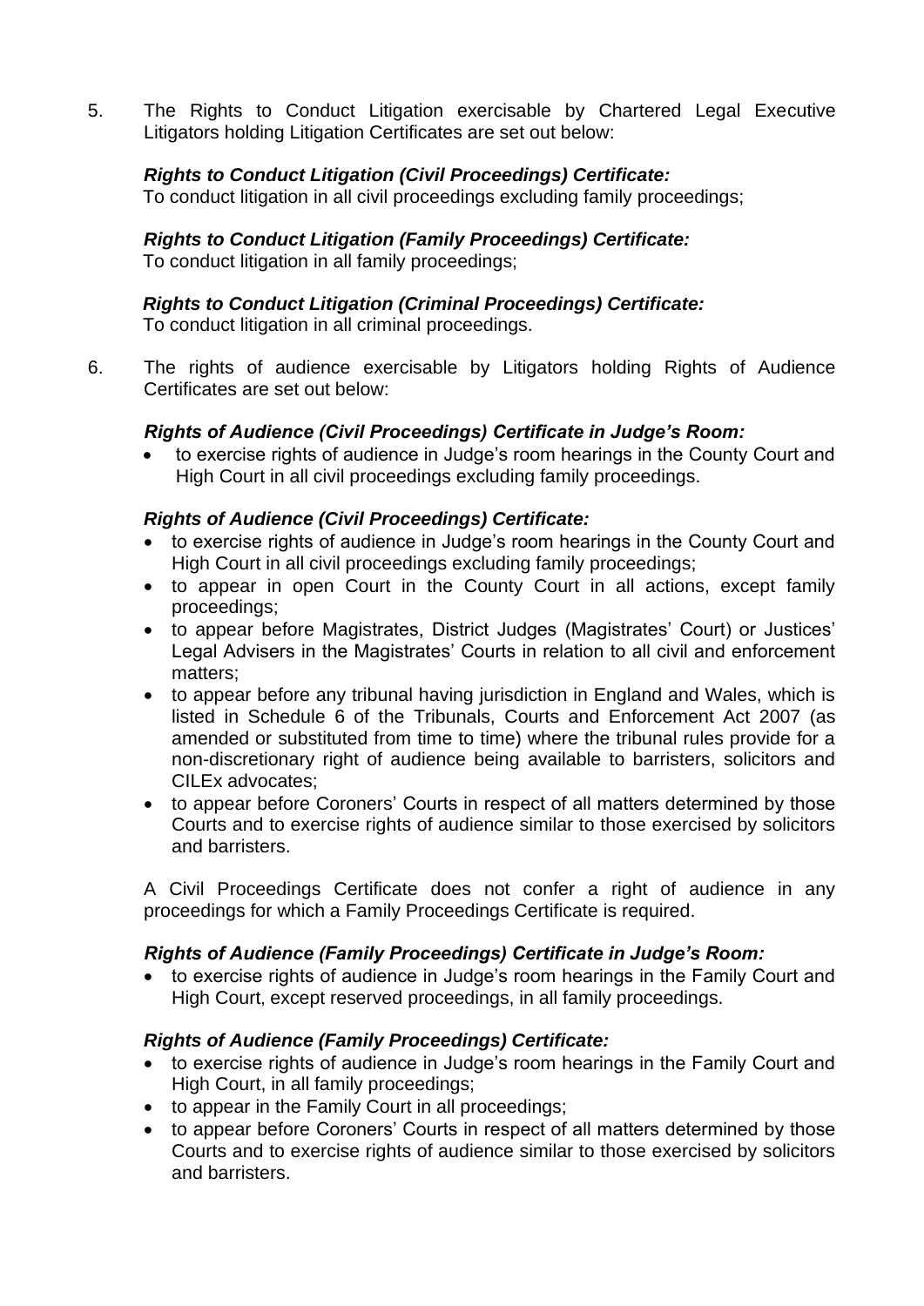5. The Rights to Conduct Litigation exercisable by Chartered Legal Executive Litigators holding Litigation Certificates are set out below:

***Rights to Conduct Litigation (Civil Proceedings) Certificate:***
To conduct litigation in all civil proceedings excluding family proceedings;

***Rights to Conduct Litigation (Family Proceedings) Certificate:***
To conduct litigation in all family proceedings;

***Rights to Conduct Litigation (Criminal Proceedings) Certificate:***
To conduct litigation in all criminal proceedings.

6. The rights of audience exercisable by Litigators holding Rights of Audience Certificates are set out below:

***Rights of Audience (Civil Proceedings) Certificate in Judge's Room:***

- to exercise rights of audience in Judge's room hearings in the County Court and High Court in all civil proceedings excluding family proceedings.

***Rights of Audience (Civil Proceedings) Certificate:***

- to exercise rights of audience in Judge's room hearings in the County Court and High Court in all civil proceedings excluding family proceedings;
- to appear in open Court in the County Court in all actions, except family proceedings;
- to appear before Magistrates, District Judges (Magistrates' Court) or Justices' Legal Advisers in the Magistrates' Courts in relation to all civil and enforcement matters;
- to appear before any tribunal having jurisdiction in England and Wales, which is listed in Schedule 6 of the Tribunals, Courts and Enforcement Act 2007 (as amended or substituted from time to time) where the tribunal rules provide for a non-discretionary right of audience being available to barristers, solicitors and CILEx advocates;
- to appear before Coroners' Courts in respect of all matters determined by those Courts and to exercise rights of audience similar to those exercised by solicitors and barristers.

A Civil Proceedings Certificate does not confer a right of audience in any proceedings for which a Family Proceedings Certificate is required.

***Rights of Audience (Family Proceedings) Certificate in Judge's Room:***

- to exercise rights of audience in Judge's room hearings in the Family Court and High Court, except reserved proceedings, in all family proceedings.

***Rights of Audience (Family Proceedings) Certificate:***

- to exercise rights of audience in Judge's room hearings in the Family Court and High Court, in all family proceedings;
- to appear in the Family Court in all proceedings;
- to appear before Coroners' Courts in respect of all matters determined by those Courts and to exercise rights of audience similar to those exercised by solicitors and barristers.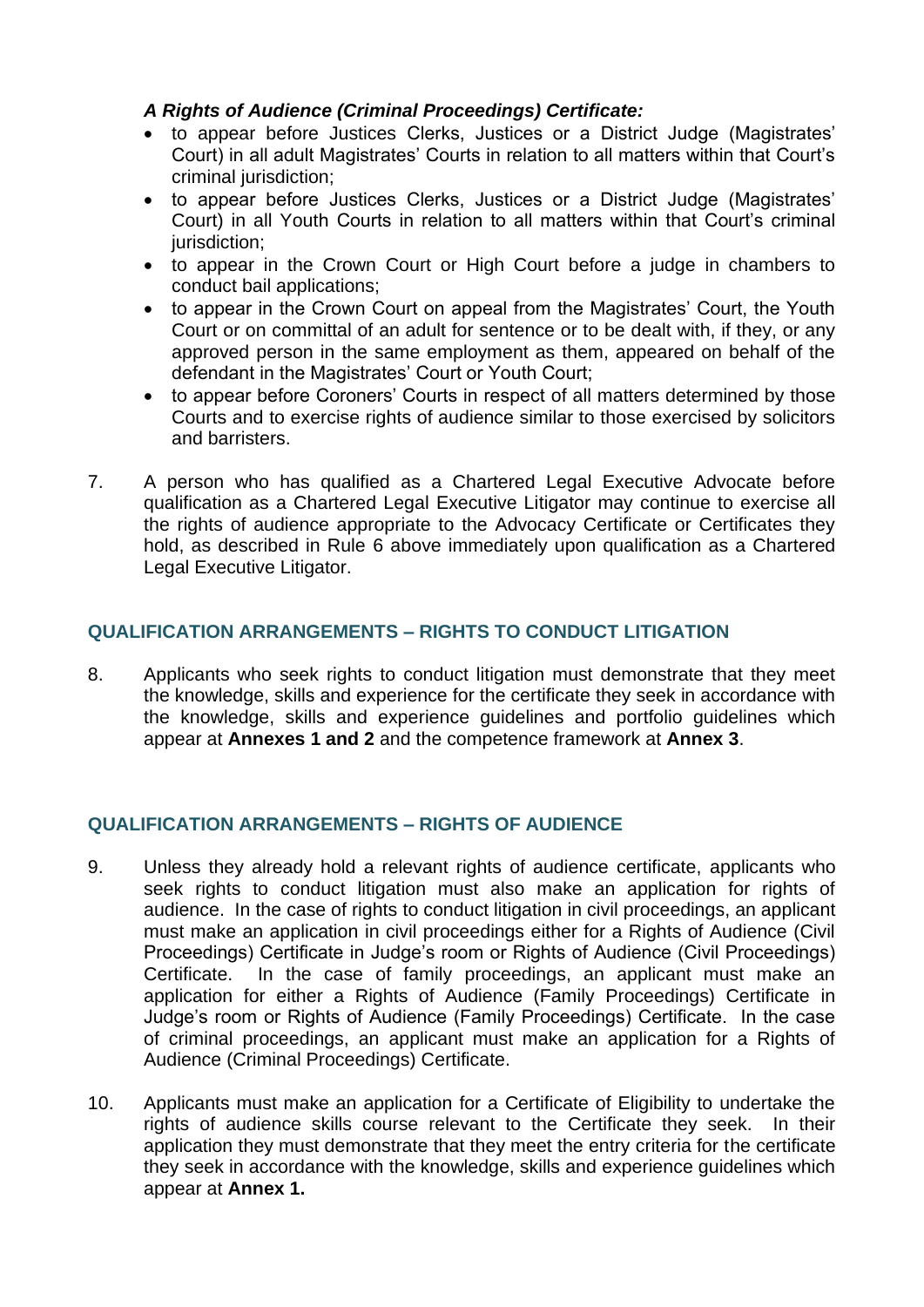***A Rights of Audience (Criminal Proceedings) Certificate:***

- to appear before Justices Clerks, Justices or a District Judge (Magistrates' Court) in all adult Magistrates' Courts in relation to all matters within that Court's criminal jurisdiction;
- to appear before Justices Clerks, Justices or a District Judge (Magistrates' Court) in all Youth Courts in relation to all matters within that Court's criminal jurisdiction;
- to appear in the Crown Court or High Court before a judge in chambers to conduct bail applications;
- to appear in the Crown Court on appeal from the Magistrates' Court, the Youth Court or on committal of an adult for sentence or to be dealt with, if they, or any approved person in the same employment as them, appeared on behalf of the defendant in the Magistrates' Court or Youth Court;
- to appear before Coroners' Courts in respect of all matters determined by those Courts and to exercise rights of audience similar to those exercised by solicitors and barristers.

7. A person who has qualified as a Chartered Legal Executive Advocate before qualification as a Chartered Legal Executive Litigator may continue to exercise all the rights of audience appropriate to the Advocacy Certificate or Certificates they hold, as described in Rule 6 above immediately upon qualification as a Chartered Legal Executive Litigator.

## QUALIFICATION ARRANGEMENTS – RIGHTS TO CONDUCT LITIGATION

8. Applicants who seek rights to conduct litigation must demonstrate that they meet the knowledge, skills and experience for the certificate they seek in accordance with the knowledge, skills and experience guidelines and portfolio guidelines which appear at **Annexes 1 and 2** and the competence framework at **Annex 3**.

## QUALIFICATION ARRANGEMENTS – RIGHTS OF AUDIENCE

9. Unless they already hold a relevant rights of audience certificate, applicants who seek rights to conduct litigation must also make an application for rights of audience. In the case of rights to conduct litigation in civil proceedings, an applicant must make an application in civil proceedings either for a Rights of Audience (Civil Proceedings) Certificate in Judge's room or Rights of Audience (Civil Proceedings) Certificate. In the case of family proceedings, an applicant must make an application for either a Rights of Audience (Family Proceedings) Certificate in Judge's room or Rights of Audience (Family Proceedings) Certificate. In the case of criminal proceedings, an applicant must make an application for a Rights of Audience (Criminal Proceedings) Certificate.

10. Applicants must make an application for a Certificate of Eligibility to undertake the rights of audience skills course relevant to the Certificate they seek. In their application they must demonstrate that they meet the entry criteria for the certificate they seek in accordance with the knowledge, skills and experience guidelines which appear at **Annex 1.**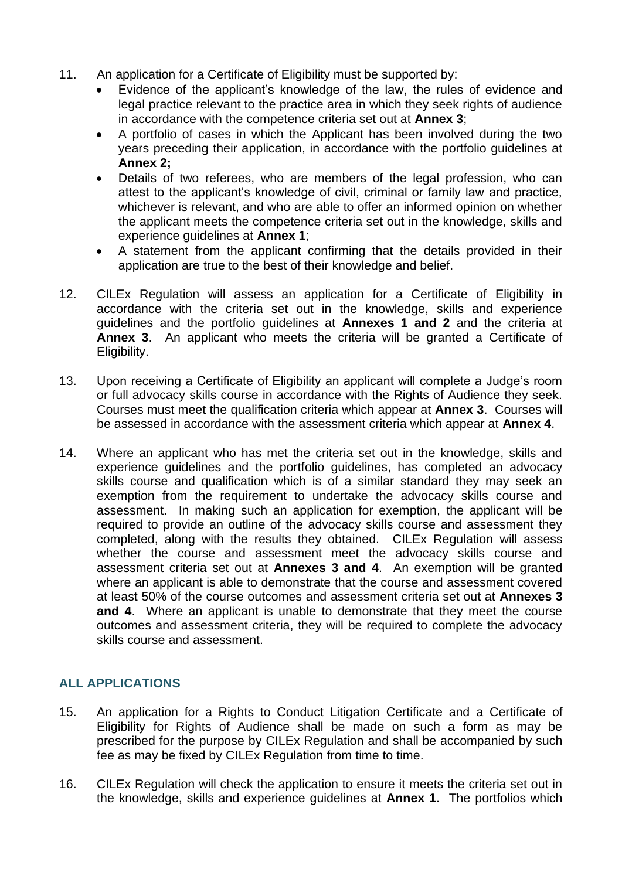11. An application for a Certificate of Eligibility must be supported by:
    - Evidence of the applicant's knowledge of the law, the rules of evidence and legal practice relevant to the practice area in which they seek rights of audience in accordance with the competence criteria set out at **Annex 3**;
    - A portfolio of cases in which the Applicant has been involved during the two years preceding their application, in accordance with the portfolio guidelines at **Annex 2;**
    - Details of two referees, who are members of the legal profession, who can attest to the applicant's knowledge of civil, criminal or family law and practice, whichever is relevant, and who are able to offer an informed opinion on whether the applicant meets the competence criteria set out in the knowledge, skills and experience guidelines at **Annex 1**;
    - A statement from the applicant confirming that the details provided in their application are true to the best of their knowledge and belief.

12. CILEx Regulation will assess an application for a Certificate of Eligibility in accordance with the criteria set out in the knowledge, skills and experience guidelines and the portfolio guidelines at **Annexes 1 and 2** and the criteria at **Annex 3**. An applicant who meets the criteria will be granted a Certificate of Eligibility.

13. Upon receiving a Certificate of Eligibility an applicant will complete a Judge's room or full advocacy skills course in accordance with the Rights of Audience they seek. Courses must meet the qualification criteria which appear at **Annex 3**. Courses will be assessed in accordance with the assessment criteria which appear at **Annex 4**.

14. Where an applicant who has met the criteria set out in the knowledge, skills and experience guidelines and the portfolio guidelines, has completed an advocacy skills course and qualification which is of a similar standard they may seek an exemption from the requirement to undertake the advocacy skills course and assessment. In making such an application for exemption, the applicant will be required to provide an outline of the advocacy skills course and assessment they completed, along with the results they obtained. CILEx Regulation will assess whether the course and assessment meet the advocacy skills course and assessment criteria set out at **Annexes 3 and 4**. An exemption will be granted where an applicant is able to demonstrate that the course and assessment covered at least 50% of the course outcomes and assessment criteria set out at **Annexes 3 and 4**. Where an applicant is unable to demonstrate that they meet the course outcomes and assessment criteria, they will be required to complete the advocacy skills course and assessment.

## ALL APPLICATIONS

15. An application for a Rights to Conduct Litigation Certificate and a Certificate of Eligibility for Rights of Audience shall be made on such a form as may be prescribed for the purpose by CILEx Regulation and shall be accompanied by such fee as may be fixed by CILEx Regulation from time to time.

16. CILEx Regulation will check the application to ensure it meets the criteria set out in the knowledge, skills and experience guidelines at **Annex 1**. The portfolios which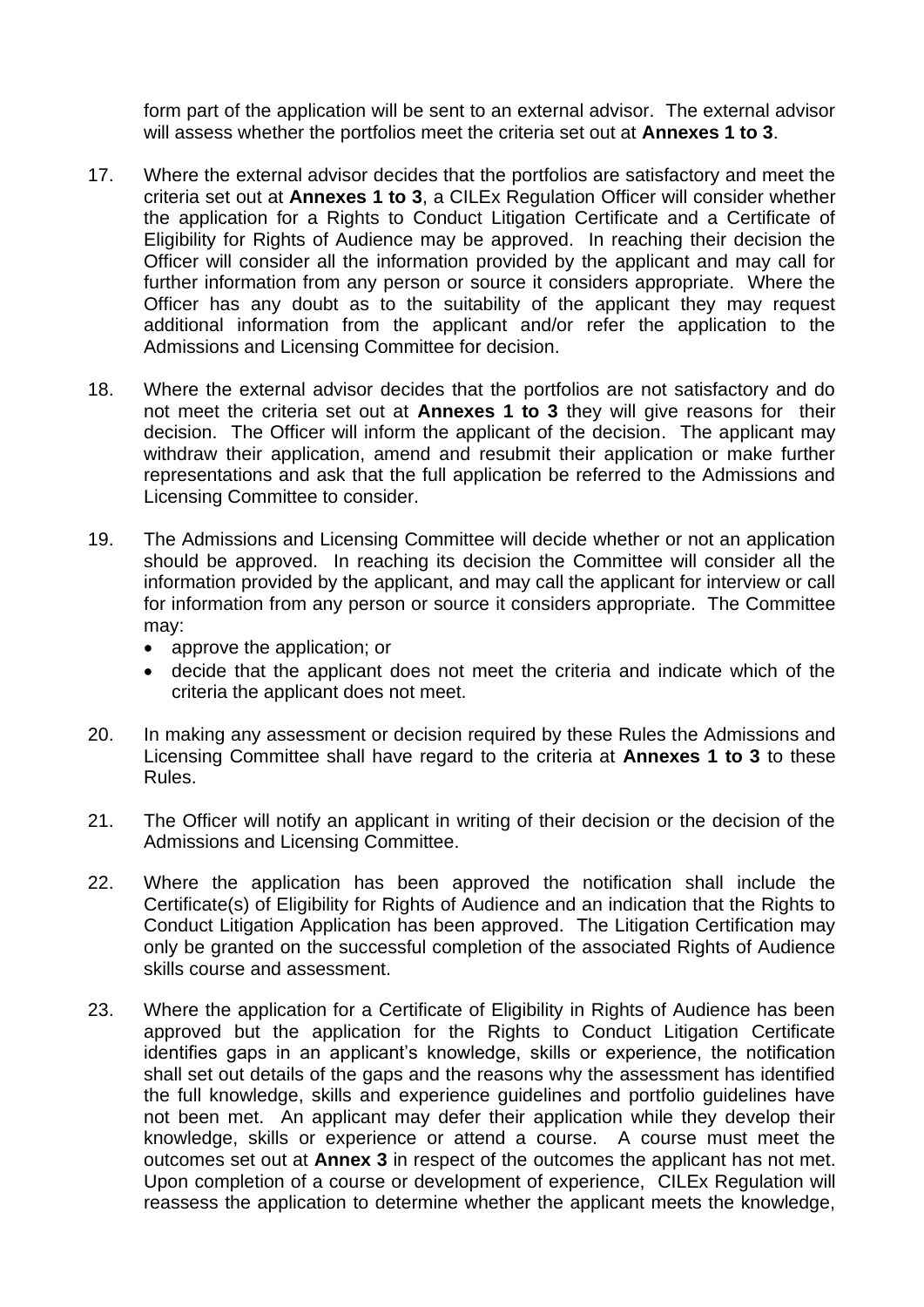form part of the application will be sent to an external advisor. The external advisor will assess whether the portfolios meet the criteria set out at **Annexes 1 to 3**.

17. Where the external advisor decides that the portfolios are satisfactory and meet the criteria set out at **Annexes 1 to 3**, a CILEx Regulation Officer will consider whether the application for a Rights to Conduct Litigation Certificate and a Certificate of Eligibility for Rights of Audience may be approved. In reaching their decision the Officer will consider all the information provided by the applicant and may call for further information from any person or source it considers appropriate. Where the Officer has any doubt as to the suitability of the applicant they may request additional information from the applicant and/or refer the application to the Admissions and Licensing Committee for decision.

18. Where the external advisor decides that the portfolios are not satisfactory and do not meet the criteria set out at **Annexes 1 to 3** they will give reasons for their decision. The Officer will inform the applicant of the decision. The applicant may withdraw their application, amend and resubmit their application or make further representations and ask that the full application be referred to the Admissions and Licensing Committee to consider.

19. The Admissions and Licensing Committee will decide whether or not an application should be approved. In reaching its decision the Committee will consider all the information provided by the applicant, and may call the applicant for interview or call for information from any person or source it considers appropriate. The Committee may:
    - approve the application; or
    - decide that the applicant does not meet the criteria and indicate which of the criteria the applicant does not meet.

20. In making any assessment or decision required by these Rules the Admissions and Licensing Committee shall have regard to the criteria at **Annexes 1 to 3** to these Rules.

21. The Officer will notify an applicant in writing of their decision or the decision of the Admissions and Licensing Committee.

22. Where the application has been approved the notification shall include the Certificate(s) of Eligibility for Rights of Audience and an indication that the Rights to Conduct Litigation Application has been approved. The Litigation Certification may only be granted on the successful completion of the associated Rights of Audience skills course and assessment.

23. Where the application for a Certificate of Eligibility in Rights of Audience has been approved but the application for the Rights to Conduct Litigation Certificate identifies gaps in an applicant's knowledge, skills or experience, the notification shall set out details of the gaps and the reasons why the assessment has identified the full knowledge, skills and experience guidelines and portfolio guidelines have not been met. An applicant may defer their application while they develop their knowledge, skills or experience or attend a course. A course must meet the outcomes set out at **Annex 3** in respect of the outcomes the applicant has not met. Upon completion of a course or development of experience, CILEx Regulation will reassess the application to determine whether the applicant meets the knowledge,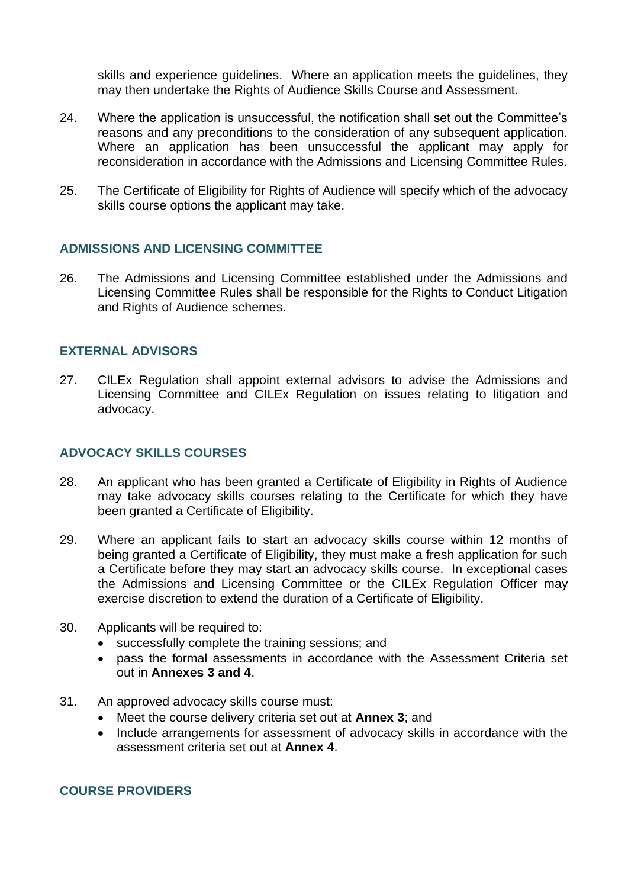skills and experience guidelines. Where an application meets the guidelines, they may then undertake the Rights of Audience Skills Course and Assessment.

24. Where the application is unsuccessful, the notification shall set out the Committee's reasons and any preconditions to the consideration of any subsequent application. Where an application has been unsuccessful the applicant may apply for reconsideration in accordance with the Admissions and Licensing Committee Rules.

25. The Certificate of Eligibility for Rights of Audience will specify which of the advocacy skills course options the applicant may take.

## ADMISSIONS AND LICENSING COMMITTEE

26. The Admissions and Licensing Committee established under the Admissions and Licensing Committee Rules shall be responsible for the Rights to Conduct Litigation and Rights of Audience schemes.

## EXTERNAL ADVISORS

27. CILEx Regulation shall appoint external advisors to advise the Admissions and Licensing Committee and CILEx Regulation on issues relating to litigation and advocacy.

## ADVOCACY SKILLS COURSES

28. An applicant who has been granted a Certificate of Eligibility in Rights of Audience may take advocacy skills courses relating to the Certificate for which they have been granted a Certificate of Eligibility.

29. Where an applicant fails to start an advocacy skills course within 12 months of being granted a Certificate of Eligibility, they must make a fresh application for such a Certificate before they may start an advocacy skills course. In exceptional cases the Admissions and Licensing Committee or the CILEx Regulation Officer may exercise discretion to extend the duration of a Certificate of Eligibility.

30. Applicants will be required to:
    - successfully complete the training sessions; and
    - pass the formal assessments in accordance with the Assessment Criteria set out in **Annexes 3 and 4**.

31. An approved advocacy skills course must:
    - Meet the course delivery criteria set out at **Annex 3**; and
    - Include arrangements for assessment of advocacy skills in accordance with the assessment criteria set out at **Annex 4**.

## COURSE PROVIDERS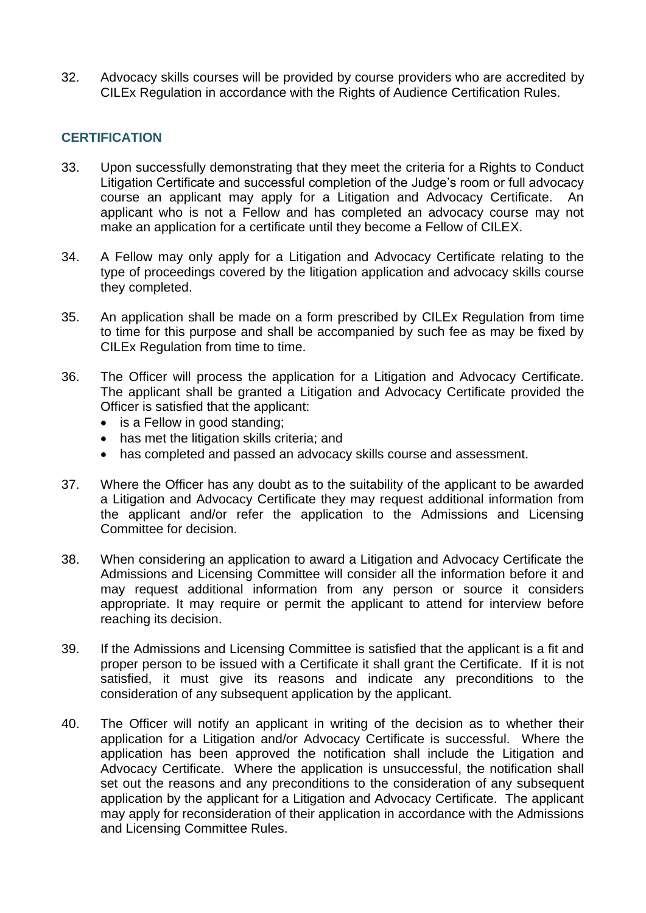32. Advocacy skills courses will be provided by course providers who are accredited by CILEx Regulation in accordance with the Rights of Audience Certification Rules.

## CERTIFICATION

33. Upon successfully demonstrating that they meet the criteria for a Rights to Conduct Litigation Certificate and successful completion of the Judge's room or full advocacy course an applicant may apply for a Litigation and Advocacy Certificate. An applicant who is not a Fellow and has completed an advocacy course may not make an application for a certificate until they become a Fellow of CILEX.

34. A Fellow may only apply for a Litigation and Advocacy Certificate relating to the type of proceedings covered by the litigation application and advocacy skills course they completed.

35. An application shall be made on a form prescribed by CILEx Regulation from time to time for this purpose and shall be accompanied by such fee as may be fixed by CILEx Regulation from time to time.

36. The Officer will process the application for a Litigation and Advocacy Certificate. The applicant shall be granted a Litigation and Advocacy Certificate provided the Officer is satisfied that the applicant:
    - is a Fellow in good standing;
    - has met the litigation skills criteria; and
    - has completed and passed an advocacy skills course and assessment.

37. Where the Officer has any doubt as to the suitability of the applicant to be awarded a Litigation and Advocacy Certificate they may request additional information from the applicant and/or refer the application to the Admissions and Licensing Committee for decision.

38. When considering an application to award a Litigation and Advocacy Certificate the Admissions and Licensing Committee will consider all the information before it and may request additional information from any person or source it considers appropriate. It may require or permit the applicant to attend for interview before reaching its decision.

39. If the Admissions and Licensing Committee is satisfied that the applicant is a fit and proper person to be issued with a Certificate it shall grant the Certificate. If it is not satisfied, it must give its reasons and indicate any preconditions to the consideration of any subsequent application by the applicant.

40. The Officer will notify an applicant in writing of the decision as to whether their application for a Litigation and/or Advocacy Certificate is successful. Where the application has been approved the notification shall include the Litigation and Advocacy Certificate. Where the application is unsuccessful, the notification shall set out the reasons and any preconditions to the consideration of any subsequent application by the applicant for a Litigation and Advocacy Certificate. The applicant may apply for reconsideration of their application in accordance with the Admissions and Licensing Committee Rules.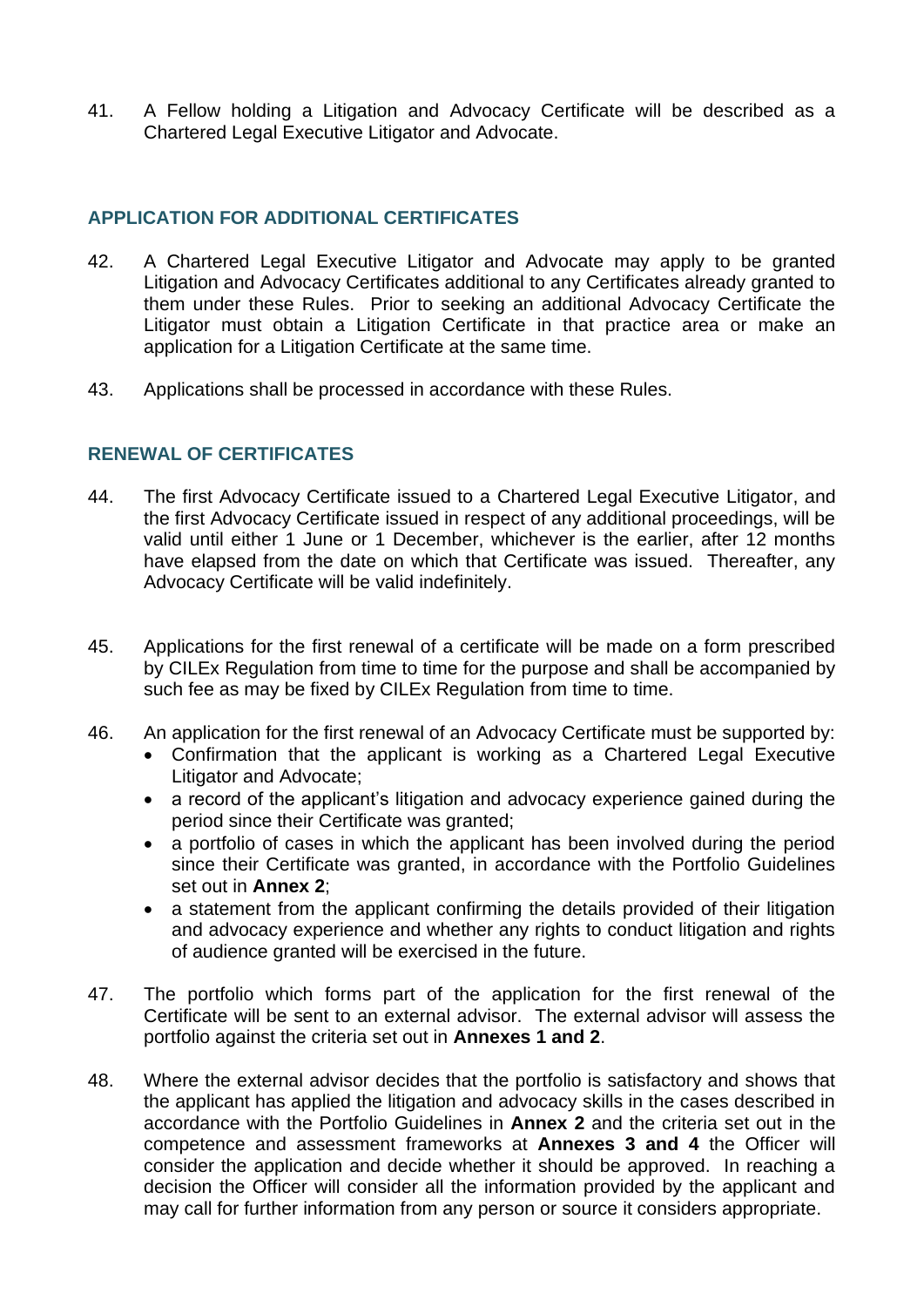41. A Fellow holding a Litigation and Advocacy Certificate will be described as a Chartered Legal Executive Litigator and Advocate.

## APPLICATION FOR ADDITIONAL CERTIFICATES

42. A Chartered Legal Executive Litigator and Advocate may apply to be granted Litigation and Advocacy Certificates additional to any Certificates already granted to them under these Rules. Prior to seeking an additional Advocacy Certificate the Litigator must obtain a Litigation Certificate in that practice area or make an application for a Litigation Certificate at the same time.

43. Applications shall be processed in accordance with these Rules.

## RENEWAL OF CERTIFICATES

44. The first Advocacy Certificate issued to a Chartered Legal Executive Litigator, and the first Advocacy Certificate issued in respect of any additional proceedings, will be valid until either 1 June or 1 December, whichever is the earlier, after 12 months have elapsed from the date on which that Certificate was issued. Thereafter, any Advocacy Certificate will be valid indefinitely.

45. Applications for the first renewal of a certificate will be made on a form prescribed by CILEx Regulation from time to time for the purpose and shall be accompanied by such fee as may be fixed by CILEx Regulation from time to time.

46. An application for the first renewal of an Advocacy Certificate must be supported by:
    - Confirmation that the applicant is working as a Chartered Legal Executive Litigator and Advocate;
    - a record of the applicant's litigation and advocacy experience gained during the period since their Certificate was granted;
    - a portfolio of cases in which the applicant has been involved during the period since their Certificate was granted, in accordance with the Portfolio Guidelines set out in **Annex 2**;
    - a statement from the applicant confirming the details provided of their litigation and advocacy experience and whether any rights to conduct litigation and rights of audience granted will be exercised in the future.

47. The portfolio which forms part of the application for the first renewal of the Certificate will be sent to an external advisor. The external advisor will assess the portfolio against the criteria set out in **Annexes 1 and 2**.

48. Where the external advisor decides that the portfolio is satisfactory and shows that the applicant has applied the litigation and advocacy skills in the cases described in accordance with the Portfolio Guidelines in **Annex 2** and the criteria set out in the competence and assessment frameworks at **Annexes 3 and 4** the Officer will consider the application and decide whether it should be approved. In reaching a decision the Officer will consider all the information provided by the applicant and may call for further information from any person or source it considers appropriate.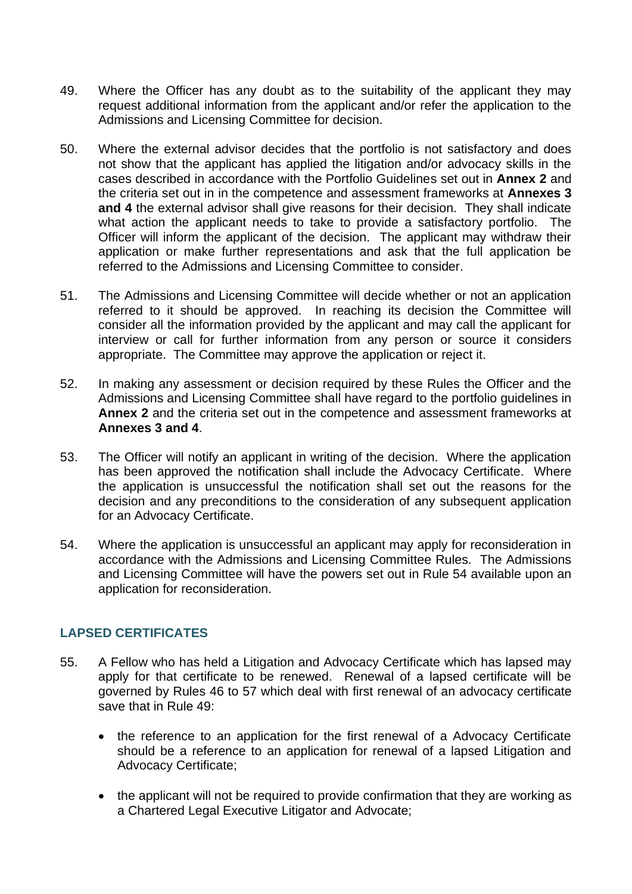49. Where the Officer has any doubt as to the suitability of the applicant they may request additional information from the applicant and/or refer the application to the Admissions and Licensing Committee for decision.

50. Where the external advisor decides that the portfolio is not satisfactory and does not show that the applicant has applied the litigation and/or advocacy skills in the cases described in accordance with the Portfolio Guidelines set out in **Annex 2** and the criteria set out in in the competence and assessment frameworks at **Annexes 3 and 4** the external advisor shall give reasons for their decision. They shall indicate what action the applicant needs to take to provide a satisfactory portfolio. The Officer will inform the applicant of the decision. The applicant may withdraw their application or make further representations and ask that the full application be referred to the Admissions and Licensing Committee to consider.

51. The Admissions and Licensing Committee will decide whether or not an application referred to it should be approved. In reaching its decision the Committee will consider all the information provided by the applicant and may call the applicant for interview or call for further information from any person or source it considers appropriate. The Committee may approve the application or reject it.

52. In making any assessment or decision required by these Rules the Officer and the Admissions and Licensing Committee shall have regard to the portfolio guidelines in **Annex 2** and the criteria set out in the competence and assessment frameworks at **Annexes 3 and 4**.

53. The Officer will notify an applicant in writing of the decision. Where the application has been approved the notification shall include the Advocacy Certificate. Where the application is unsuccessful the notification shall set out the reasons for the decision and any preconditions to the consideration of any subsequent application for an Advocacy Certificate.

54. Where the application is unsuccessful an applicant may apply for reconsideration in accordance with the Admissions and Licensing Committee Rules. The Admissions and Licensing Committee will have the powers set out in Rule 54 available upon an application for reconsideration.

## LAPSED CERTIFICATES

55. A Fellow who has held a Litigation and Advocacy Certificate which has lapsed may apply for that certificate to be renewed. Renewal of a lapsed certificate will be governed by Rules 46 to 57 which deal with first renewal of an advocacy certificate save that in Rule 49:

    - the reference to an application for the first renewal of a Advocacy Certificate should be a reference to an application for renewal of a lapsed Litigation and Advocacy Certificate;

    - the applicant will not be required to provide confirmation that they are working as a Chartered Legal Executive Litigator and Advocate;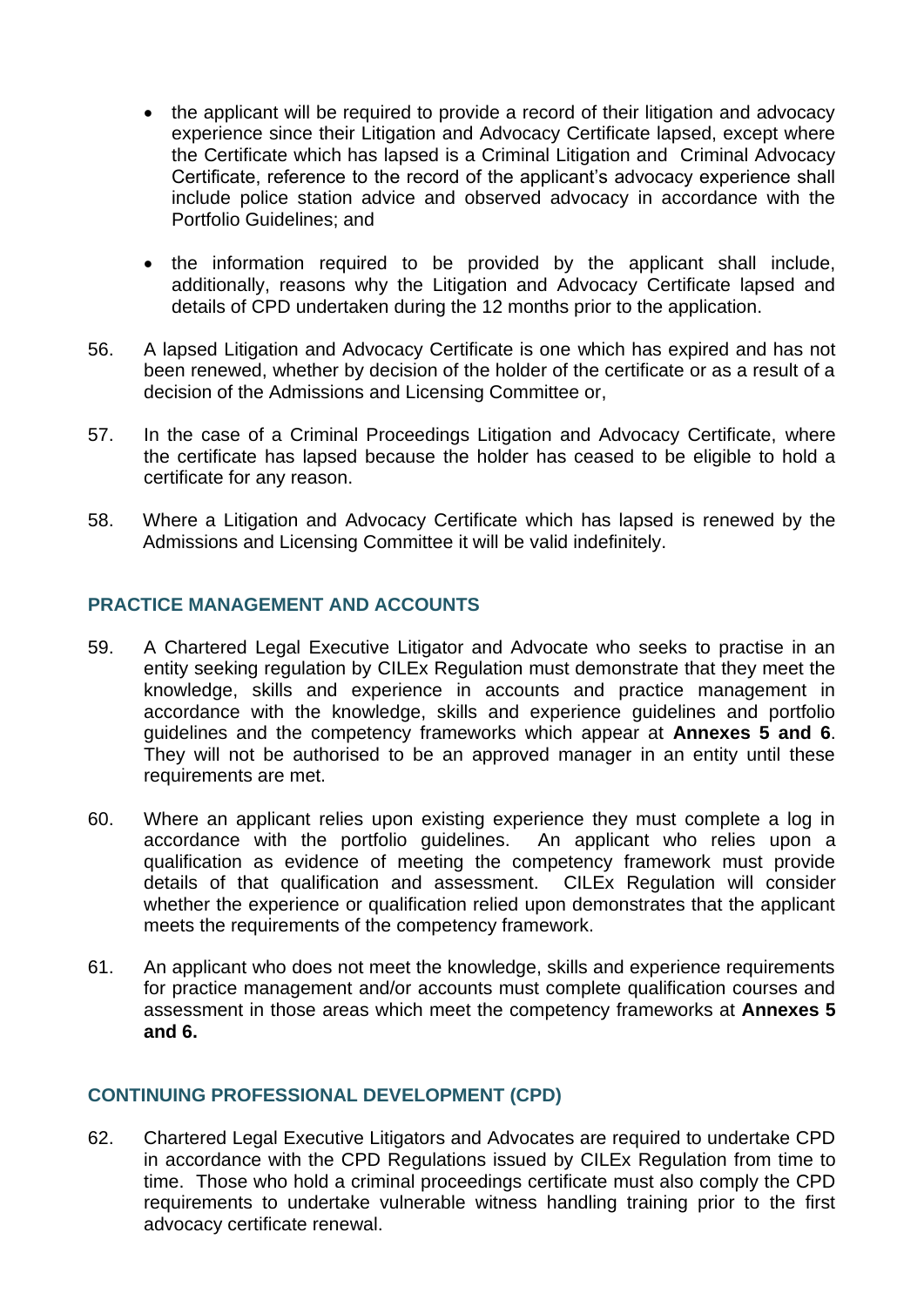- the applicant will be required to provide a record of their litigation and advocacy experience since their Litigation and Advocacy Certificate lapsed, except where the Certificate which has lapsed is a Criminal Litigation and Criminal Advocacy Certificate, reference to the record of the applicant's advocacy experience shall include police station advice and observed advocacy in accordance with the Portfolio Guidelines; and

- the information required to be provided by the applicant shall include, additionally, reasons why the Litigation and Advocacy Certificate lapsed and details of CPD undertaken during the 12 months prior to the application.

56. A lapsed Litigation and Advocacy Certificate is one which has expired and has not been renewed, whether by decision of the holder of the certificate or as a result of a decision of the Admissions and Licensing Committee or,

57. In the case of a Criminal Proceedings Litigation and Advocacy Certificate, where the certificate has lapsed because the holder has ceased to be eligible to hold a certificate for any reason.

58. Where a Litigation and Advocacy Certificate which has lapsed is renewed by the Admissions and Licensing Committee it will be valid indefinitely.

## PRACTICE MANAGEMENT AND ACCOUNTS

59. A Chartered Legal Executive Litigator and Advocate who seeks to practise in an entity seeking regulation by CILEx Regulation must demonstrate that they meet the knowledge, skills and experience in accounts and practice management in accordance with the knowledge, skills and experience guidelines and portfolio guidelines and the competency frameworks which appear at **Annexes 5 and 6**. They will not be authorised to be an approved manager in an entity until these requirements are met.

60. Where an applicant relies upon existing experience they must complete a log in accordance with the portfolio guidelines. An applicant who relies upon a qualification as evidence of meeting the competency framework must provide details of that qualification and assessment. CILEx Regulation will consider whether the experience or qualification relied upon demonstrates that the applicant meets the requirements of the competency framework.

61. An applicant who does not meet the knowledge, skills and experience requirements for practice management and/or accounts must complete qualification courses and assessment in those areas which meet the competency frameworks at **Annexes 5 and 6.**

## CONTINUING PROFESSIONAL DEVELOPMENT (CPD)

62. Chartered Legal Executive Litigators and Advocates are required to undertake CPD in accordance with the CPD Regulations issued by CILEx Regulation from time to time. Those who hold a criminal proceedings certificate must also comply the CPD requirements to undertake vulnerable witness handling training prior to the first advocacy certificate renewal.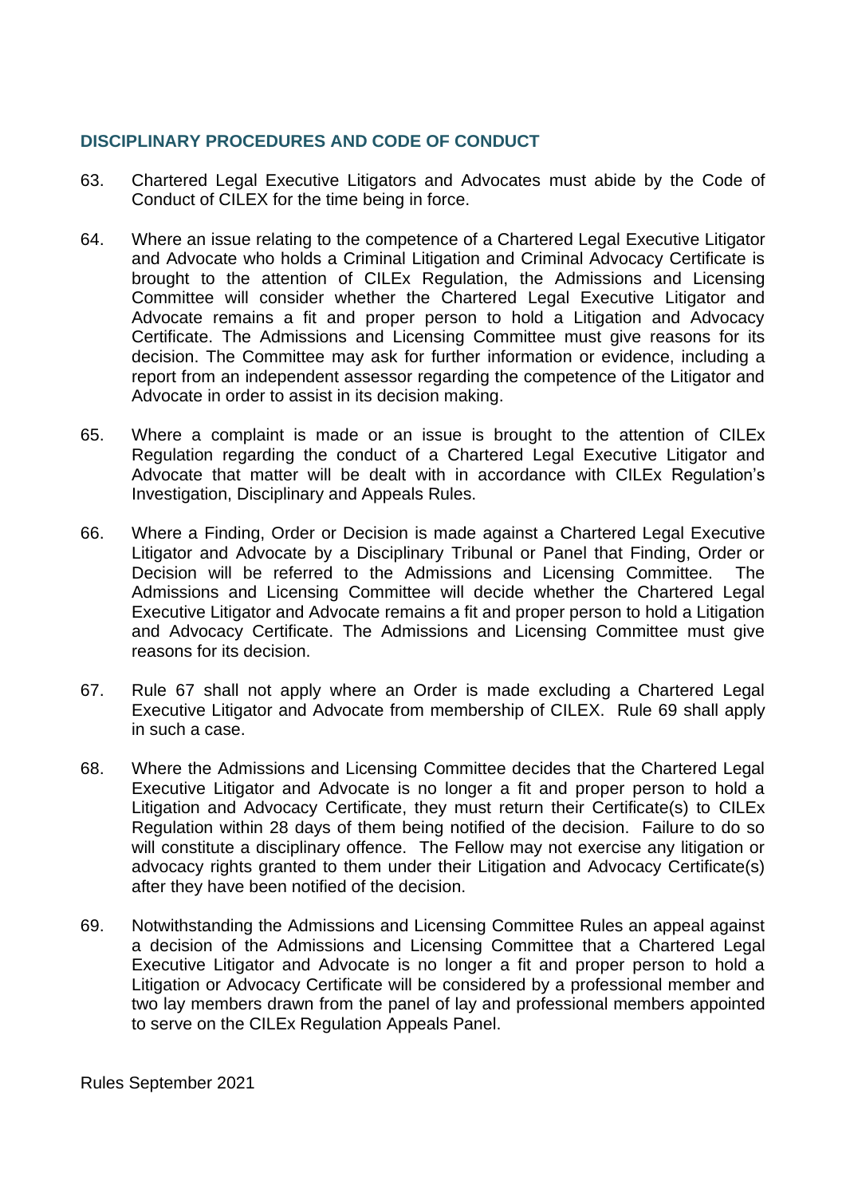## DISCIPLINARY PROCEDURES AND CODE OF CONDUCT

63. Chartered Legal Executive Litigators and Advocates must abide by the Code of Conduct of CILEX for the time being in force.

64. Where an issue relating to the competence of a Chartered Legal Executive Litigator and Advocate who holds a Criminal Litigation and Criminal Advocacy Certificate is brought to the attention of CILEx Regulation, the Admissions and Licensing Committee will consider whether the Chartered Legal Executive Litigator and Advocate remains a fit and proper person to hold a Litigation and Advocacy Certificate. The Admissions and Licensing Committee must give reasons for its decision. The Committee may ask for further information or evidence, including a report from an independent assessor regarding the competence of the Litigator and Advocate in order to assist in its decision making.

65. Where a complaint is made or an issue is brought to the attention of CILEx Regulation regarding the conduct of a Chartered Legal Executive Litigator and Advocate that matter will be dealt with in accordance with CILEx Regulation's Investigation, Disciplinary and Appeals Rules.

66. Where a Finding, Order or Decision is made against a Chartered Legal Executive Litigator and Advocate by a Disciplinary Tribunal or Panel that Finding, Order or Decision will be referred to the Admissions and Licensing Committee. The Admissions and Licensing Committee will decide whether the Chartered Legal Executive Litigator and Advocate remains a fit and proper person to hold a Litigation and Advocacy Certificate. The Admissions and Licensing Committee must give reasons for its decision.

67. Rule 67 shall not apply where an Order is made excluding a Chartered Legal Executive Litigator and Advocate from membership of CILEX. Rule 69 shall apply in such a case.

68. Where the Admissions and Licensing Committee decides that the Chartered Legal Executive Litigator and Advocate is no longer a fit and proper person to hold a Litigation and Advocacy Certificate, they must return their Certificate(s) to CILEx Regulation within 28 days of them being notified of the decision. Failure to do so will constitute a disciplinary offence. The Fellow may not exercise any litigation or advocacy rights granted to them under their Litigation and Advocacy Certificate(s) after they have been notified of the decision.

69. Notwithstanding the Admissions and Licensing Committee Rules an appeal against a decision of the Admissions and Licensing Committee that a Chartered Legal Executive Litigator and Advocate is no longer a fit and proper person to hold a Litigation or Advocacy Certificate will be considered by a professional member and two lay members drawn from the panel of lay and professional members appointed to serve on the CILEx Regulation Appeals Panel.

Rules September 2021